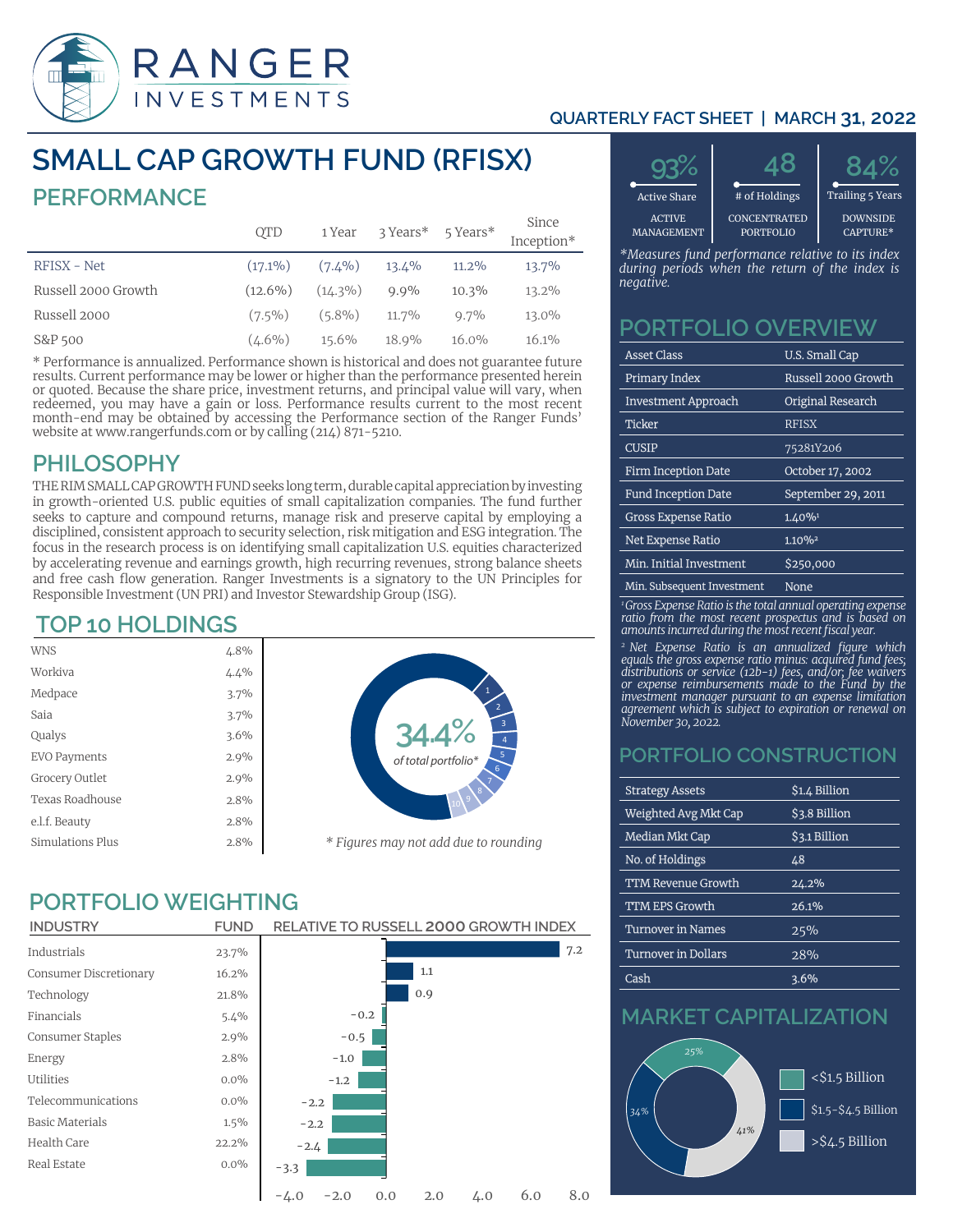# SMALL CAP GROWTH FUND (RFISX)

QUARTERLY FACT SHEET | MARCH 31, 2022

## PERFORMANCE

| | QTD | 1 Year | 3 Years* | 5 Years* | Since Inception* |
|---|---|---|---|---|---|
| RFISX - Net | (17.1%) | (7.4%) | 13.4% | 11.2% | 13.7% |
| Russell 2000 Growth | (12.6%) | (14.3%) | 9.9% | 10.3% | 13.2% |
| Russell 2000 | (7.5%) | (5.8%) | 11.7% | 9.7% | 13.0% |
| S&P 500 | (4.6%) | 15.6% | 18.9% | 16.0% | 16.1% |

* Performance is annualized. Performance shown is historical and does not guarantee future results. Current performance may be lower or higher than the performance presented herein or quoted. Because the share price, investment returns, and principal value will vary, when redeemed, you may have a gain or loss. Performance results current to the most recent month-end may be obtained by accessing the Performance section of the Ranger Funds' website at www.rangerfunds.com or by calling (214) 871-5210.

| 93% | 48 | 84% |
|---|---|---|
| Active Share | # of Holdings | Trailing 5 Years |
| ACTIVE MANAGEMENT | CONCENTRATED PORTFOLIO | DOWNSIDE CAPTURE* |

*\*Measures fund performance relative to its index during periods when the return of the index is negative.*

## PHILOSOPHY

THE RIM SMALL CAP GROWTH FUND seeks long term, durable capital appreciation by investing in growth-oriented U.S. public equities of small capitalization companies. The fund further seeks to capture and compound returns, manage risk and preserve capital by employing a disciplined, consistent approach to security selection, risk mitigation and ESG integration. The focus in the research process is on identifying small capitalization U.S. equities characterized by accelerating revenue and earnings growth, high recurring revenues, strong balance sheets and free cash flow generation. Ranger Investments is a signatory to the UN Principles for Responsible Investment (UN PRI) and Investor Stewardship Group (ISG).

## PORTFOLIO OVERVIEW

| | |
|---|---|
| Asset Class | U.S. Small Cap |
| Primary Index | Russell 2000 Growth |
| Investment Approach | Original Research |
| Ticker | RFISX |
| CUSIP | 75281Y206 |
| Firm Inception Date | October 17, 2002 |
| Fund Inception Date | September 29, 2011 |
| Gross Expense Ratio | 1.40%[1] |
| Net Expense Ratio | 1.10%[2] |
| Min. Initial Investment | $250,000 |
| Min. Subsequent Investment | None |

*[1] Gross Expense Ratio is the total annual operating expense ratio from the most recent prospectus and is based on amounts incurred during the most recent fiscal year.*

*[2] Net Expense Ratio is an annualized figure which equals the gross expense ratio minus: acquired fund fees; distributions or service (12b-1) fees, and/or; fee waivers or expense reimbursements made to the Fund by the investment manager pursuant to an expense limitation agreement which is subject to expiration or renewal on November 30, 2022.*

## TOP 10 HOLDINGS

| | |
|---|---|
| WNS | 4.8% |
| Workiva | 4.4% |
| Medpace | 3.7% |
| Saia | 3.7% |
| Qualys | 3.6% |
| EVO Payments | 2.9% |
| Grocery Outlet | 2.9% |
| Texas Roadhouse | 2.8% |
| e.l.f. Beauty | 2.8% |
| Simulations Plus | 2.8% |

34.4% *of total portfolio\**

*\* Figures may not add due to rounding*

## PORTFOLIO CONSTRUCTION

| | |
|---|---|
| Strategy Assets | $1.4 Billion |
| Weighted Avg Mkt Cap | $3.8 Billion |
| Median Mkt Cap | $3.1 Billion |
| No. of Holdings | 48 |
| TTM Revenue Growth | 24.2% |
| TTM EPS Growth | 26.1% |
| Turnover in Names | 25% |
| Turnover in Dollars | 28% |
| Cash | 3.6% |

## PORTFOLIO WEIGHTING

| INDUSTRY | FUND | RELATIVE TO RUSSELL 2000 GROWTH INDEX |
|---|---|---|
| Industrials | 23.7% | 7.2 |
| Consumer Discretionary | 16.2% | 1.1 |
| Technology | 21.8% | 0.9 |
| Financials | 5.4% | -0.2 |
| Consumer Staples | 2.9% | -0.5 |
| Energy | 2.8% | -1.0 |
| Utilities | 0.0% | -1.2 |
| Telecommunications | 0.0% | -2.2 |
| Basic Materials | 1.5% | -2.2 |
| Health Care | 22.2% | -2.4 |
| Real Estate | 0.0% | -3.3 |

## MARKET CAPITALIZATION

| | |
|---|---|
| <$1.5 Billion | 25% |
| $1.5-$4.5 Billion | 34% |
| >$4.5 Billion | 41% |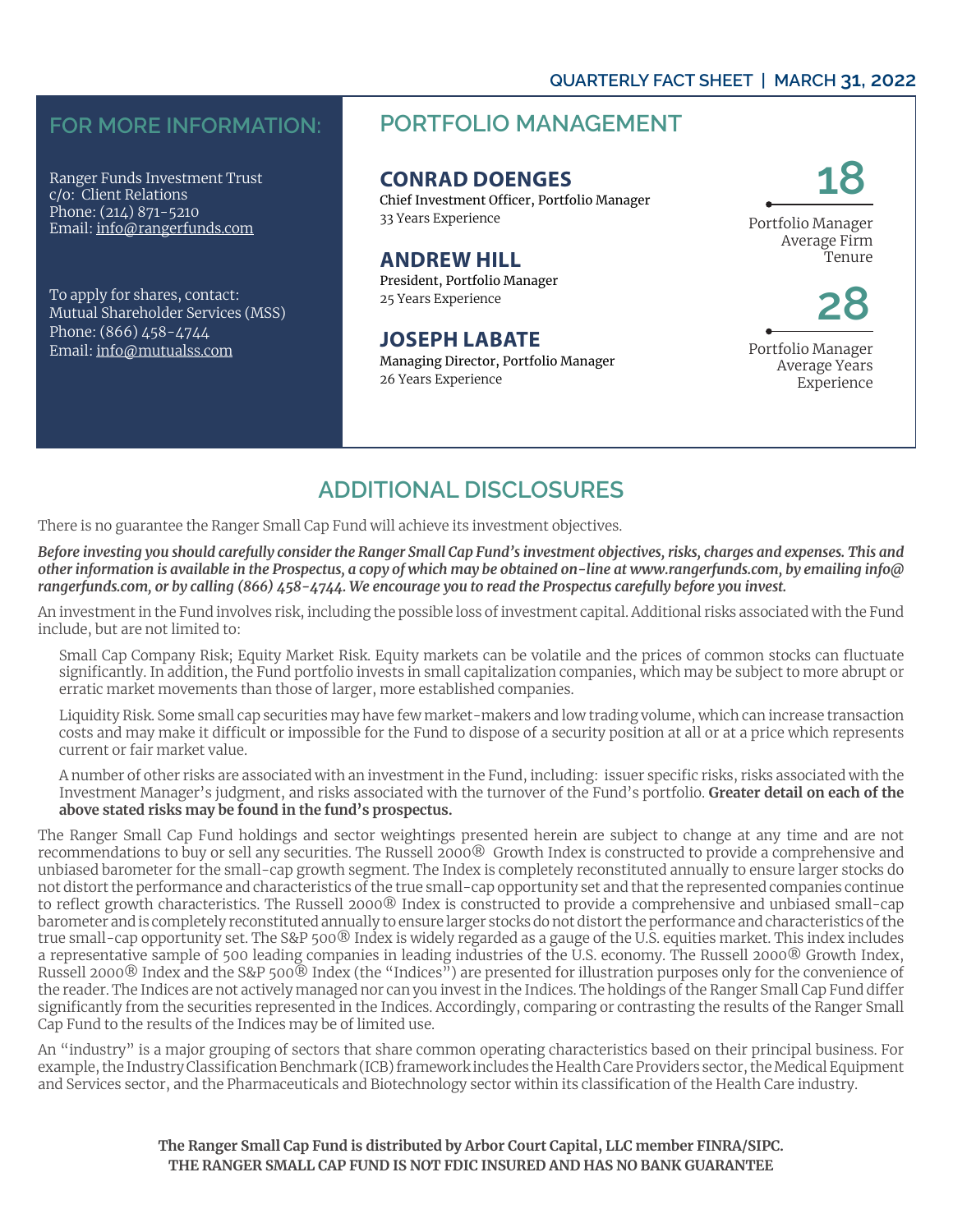QUARTERLY FACT SHEET | MARCH 31, 2022

## FOR MORE INFORMATION:

Ranger Funds Investment Trust
c/o: Client Relations
Phone: (214) 871-5210
Email: info@rangerfunds.com

To apply for shares, contact:
Mutual Shareholder Services (MSS)
Phone: (866) 458-4744
Email: info@mutualss.com

## PORTFOLIO MANAGEMENT

### CONRAD DOENGES
Chief Investment Officer, Portfolio Manager
33 Years Experience

### ANDREW HILL
President, Portfolio Manager
25 Years Experience

### JOSEPH LABATE
Managing Director, Portfolio Manager
26 Years Experience

**18**
Portfolio Manager Average Firm Tenure

**28**
Portfolio Manager Average Years Experience

## ADDITIONAL DISCLOSURES

There is no guarantee the Ranger Small Cap Fund will achieve its investment objectives.

***Before investing you should carefully consider the Ranger Small Cap Fund's investment objectives, risks, charges and expenses. This and other information is available in the Prospectus, a copy of which may be obtained on-line at www.rangerfunds.com, by emailing info@rangerfunds.com, or by calling (866) 458-4744. We encourage you to read the Prospectus carefully before you invest.***

An investment in the Fund involves risk, including the possible loss of investment capital. Additional risks associated with the Fund include, but are not limited to:

Small Cap Company Risk; Equity Market Risk. Equity markets can be volatile and the prices of common stocks can fluctuate significantly. In addition, the Fund portfolio invests in small capitalization companies, which may be subject to more abrupt or erratic market movements than those of larger, more established companies.

Liquidity Risk. Some small cap securities may have few market-makers and low trading volume, which can increase transaction costs and may make it difficult or impossible for the Fund to dispose of a security position at all or at a price which represents current or fair market value.

A number of other risks are associated with an investment in the Fund, including: issuer specific risks, risks associated with the Investment Manager's judgment, and risks associated with the turnover of the Fund's portfolio. **Greater detail on each of the above stated risks may be found in the fund's prospectus.**

The Ranger Small Cap Fund holdings and sector weightings presented herein are subject to change at any time and are not recommendations to buy or sell any securities. The Russell 2000® Growth Index is constructed to provide a comprehensive and unbiased barometer for the small-cap growth segment. The Index is completely reconstituted annually to ensure larger stocks do not distort the performance and characteristics of the true small-cap opportunity set and that the represented companies continue to reflect growth characteristics. The Russell 2000® Index is constructed to provide a comprehensive and unbiased small-cap barometer and is completely reconstituted annually to ensure larger stocks do not distort the performance and characteristics of the true small-cap opportunity set. The S&P 500® Index is widely regarded as a gauge of the U.S. equities market. This index includes a representative sample of 500 leading companies in leading industries of the U.S. economy. The Russell 2000® Growth Index, Russell 2000® Index and the S&P 500® Index (the "Indices") are presented for illustration purposes only for the convenience of the reader. The Indices are not actively managed nor can you invest in the Indices. The holdings of the Ranger Small Cap Fund differ significantly from the securities represented in the Indices. Accordingly, comparing or contrasting the results of the Ranger Small Cap Fund to the results of the Indices may be of limited use.

An "industry" is a major grouping of sectors that share common operating characteristics based on their principal business. For example, the Industry Classification Benchmark (ICB) framework includes the Health Care Providers sector, the Medical Equipment and Services sector, and the Pharmaceuticals and Biotechnology sector within its classification of the Health Care industry.

**The Ranger Small Cap Fund is distributed by Arbor Court Capital, LLC member FINRA/SIPC.**
**THE RANGER SMALL CAP FUND IS NOT FDIC INSURED AND HAS NO BANK GUARANTEE**